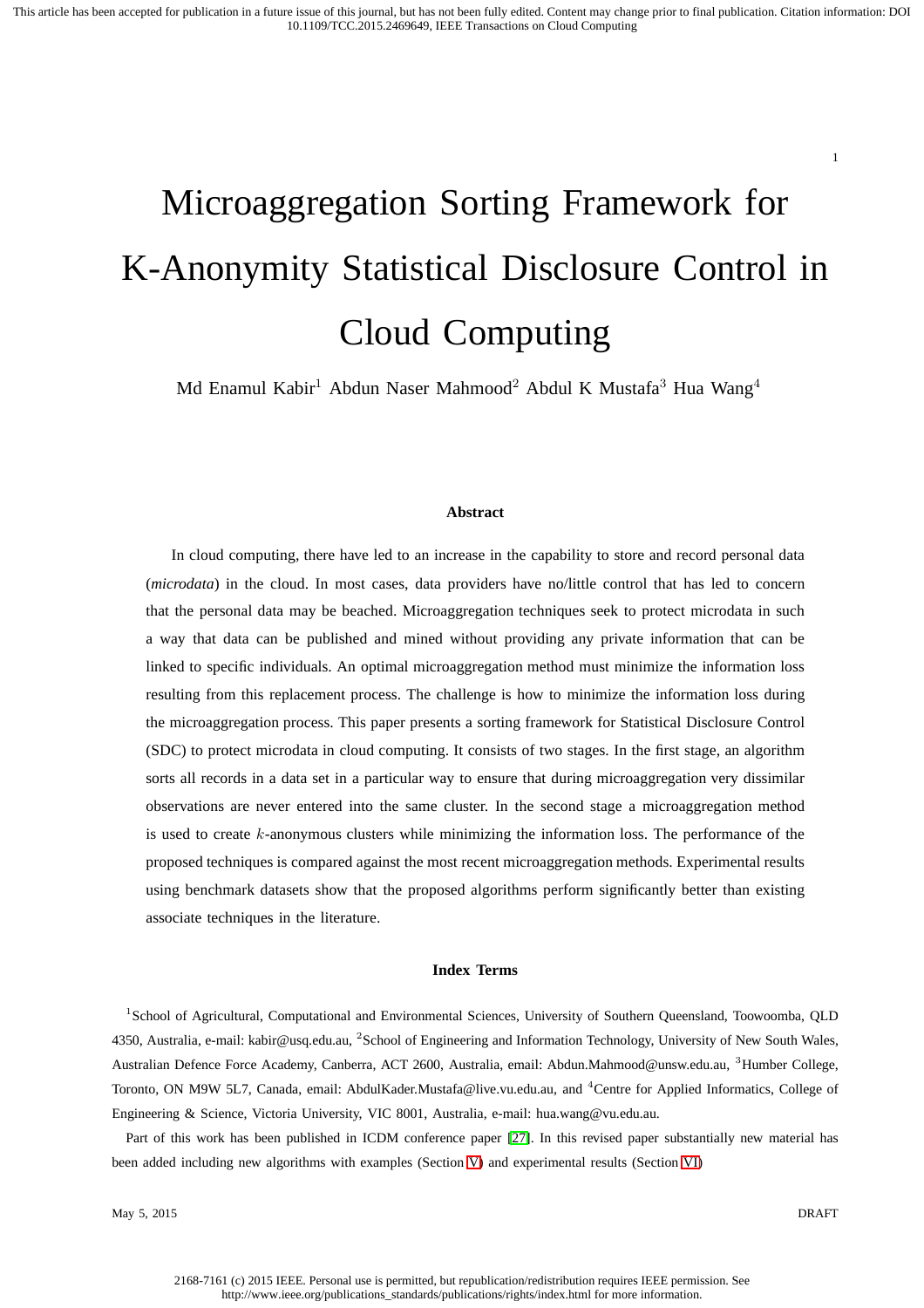# Microaggregation Sorting Framework for K-Anonymity Statistical Disclosure Control in Cloud Computing

Md Enamul Kabir[1] Abdun Naser Mahmood[2] Abdul K Mustafa[3] Hua Wang[4]

### Abstract

In cloud computing, there have led to an increase in the capability to store and record personal data (*microdata*) in the cloud. In most cases, data providers have no/little control that has led to concern that the personal data may be beached. Microaggregation techniques seek to protect microdata in such a way that data can be published and mined without providing any private information that can be linked to specific individuals. An optimal microaggregation method must minimize the information loss resulting from this replacement process. The challenge is how to minimize the information loss during the microaggregation process. This paper presents a sorting framework for Statistical Disclosure Control (SDC) to protect microdata in cloud computing. It consists of two stages. In the first stage, an algorithm sorts all records in a data set in a particular way to ensure that during microaggregation very dissimilar observations are never entered into the same cluster. In the second stage a microaggregation method is used to create $k$-anonymous clusters while minimizing the information loss. The performance of the proposed techniques is compared against the most recent microaggregation methods. Experimental results using benchmark datasets show that the proposed algorithms perform significantly better than existing associate techniques in the literature.

### Index Terms

[1]School of Agricultural, Computational and Environmental Sciences, University of Southern Queensland, Toowoomba, QLD 4350, Australia, e-mail: kabir@usq.edu.au, [2]School of Engineering and Information Technology, University of New South Wales, Australian Defence Force Academy, Canberra, ACT 2600, Australia, email: Abdun.Mahmood@unsw.edu.au, [3]Humber College, Toronto, ON M9W 5L7, Canada, email: AbdulKader.Mustafa@live.vu.edu.au, and [4]Centre for Applied Informatics, College of Engineering & Science, Victoria University, VIC 8001, Australia, e-mail: hua.wang@vu.edu.au.

Part of this work has been published in ICDM conference paper [27]. In this revised paper substantially new material has been added including new algorithms with examples (Section V) and experimental results (Section VI)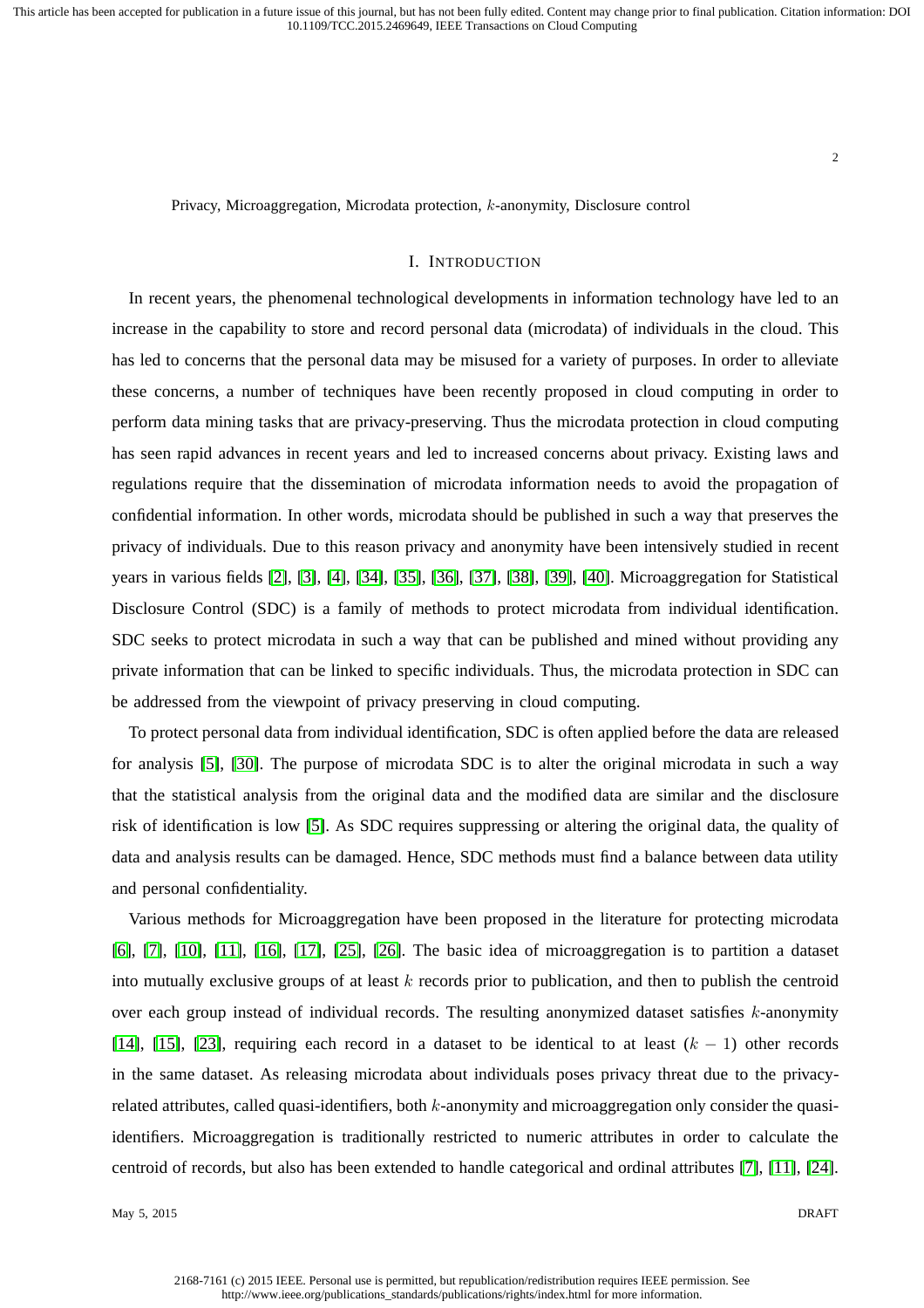Privacy, Microaggregation, Microdata protection, $k$-anonymity, Disclosure control

## I. INTRODUCTION

In recent years, the phenomenal technological developments in information technology have led to an increase in the capability to store and record personal data (microdata) of individuals in the cloud. This has led to concerns that the personal data may be misused for a variety of purposes. In order to alleviate these concerns, a number of techniques have been recently proposed in cloud computing in order to perform data mining tasks that are privacy-preserving. Thus the microdata protection in cloud computing has seen rapid advances in recent years and led to increased concerns about privacy. Existing laws and regulations require that the dissemination of microdata information needs to avoid the propagation of confidential information. In other words, microdata should be published in such a way that preserves the privacy of individuals. Due to this reason privacy and anonymity have been intensively studied in recent years in various fields [2], [3], [4], [34], [35], [36], [37], [38], [39], [40]. Microaggregation for Statistical Disclosure Control (SDC) is a family of methods to protect microdata from individual identification. SDC seeks to protect microdata in such a way that can be published and mined without providing any private information that can be linked to specific individuals. Thus, the microdata protection in SDC can be addressed from the viewpoint of privacy preserving in cloud computing.

To protect personal data from individual identification, SDC is often applied before the data are released for analysis [5], [30]. The purpose of microdata SDC is to alter the original microdata in such a way that the statistical analysis from the original data and the modified data are similar and the disclosure risk of identification is low [5]. As SDC requires suppressing or altering the original data, the quality of data and analysis results can be damaged. Hence, SDC methods must find a balance between data utility and personal confidentiality.

Various methods for Microaggregation have been proposed in the literature for protecting microdata [6], [7], [10], [11], [16], [17], [25], [26]. The basic idea of microaggregation is to partition a dataset into mutually exclusive groups of at least $k$ records prior to publication, and then to publish the centroid over each group instead of individual records. The resulting anonymized dataset satisfies $k$-anonymity [14], [15], [23], requiring each record in a dataset to be identical to at least $(k - 1)$ other records in the same dataset. As releasing microdata about individuals poses privacy threat due to the privacy-related attributes, called quasi-identifiers, both $k$-anonymity and microaggregation only consider the quasi-identifiers. Microaggregation is traditionally restricted to numeric attributes in order to calculate the centroid of records, but also has been extended to handle categorical and ordinal attributes [7], [11], [24].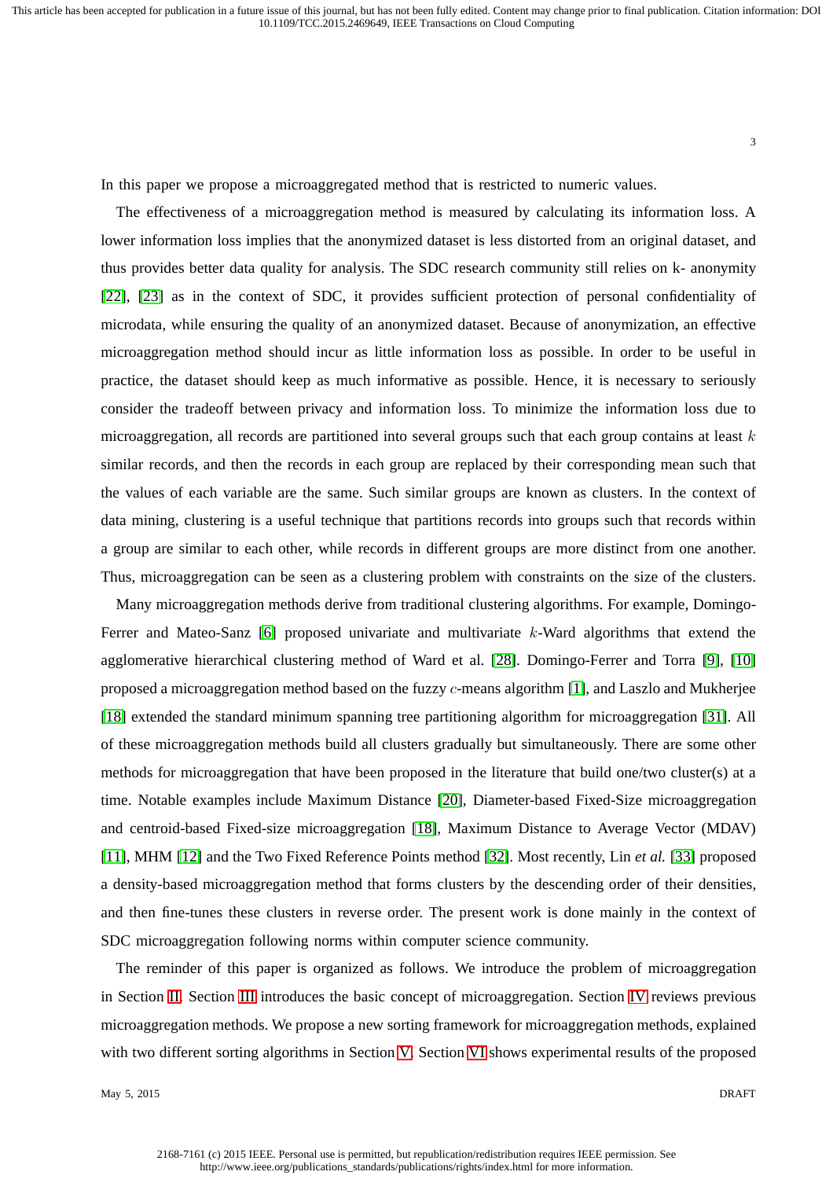In this paper we propose a microaggregated method that is restricted to numeric values.

The effectiveness of a microaggregation method is measured by calculating its information loss. A lower information loss implies that the anonymized dataset is less distorted from an original dataset, and thus provides better data quality for analysis. The SDC research community still relies on k- anonymity [22], [23] as in the context of SDC, it provides sufficient protection of personal confidentiality of microdata, while ensuring the quality of an anonymized dataset. Because of anonymization, an effective microaggregation method should incur as little information loss as possible. In order to be useful in practice, the dataset should keep as much informative as possible. Hence, it is necessary to seriously consider the tradeoff between privacy and information loss. To minimize the information loss due to microaggregation, all records are partitioned into several groups such that each group contains at least $k$ similar records, and then the records in each group are replaced by their corresponding mean such that the values of each variable are the same. Such similar groups are known as clusters. In the context of data mining, clustering is a useful technique that partitions records into groups such that records within a group are similar to each other, while records in different groups are more distinct from one another. Thus, microaggregation can be seen as a clustering problem with constraints on the size of the clusters.

Many microaggregation methods derive from traditional clustering algorithms. For example, Domingo-Ferrer and Mateo-Sanz [6] proposed univariate and multivariate $k$-Ward algorithms that extend the agglomerative hierarchical clustering method of Ward et al. [28]. Domingo-Ferrer and Torra [9], [10] proposed a microaggregation method based on the fuzzy $c$-means algorithm [1], and Laszlo and Mukherjee [18] extended the standard minimum spanning tree partitioning algorithm for microaggregation [31]. All of these microaggregation methods build all clusters gradually but simultaneously. There are some other methods for microaggregation that have been proposed in the literature that build one/two cluster(s) at a time. Notable examples include Maximum Distance [20], Diameter-based Fixed-Size microaggregation and centroid-based Fixed-size microaggregation [18], Maximum Distance to Average Vector (MDAV) [11], MHM [12] and the Two Fixed Reference Points method [32]. Most recently, Lin *et al.* [33] proposed a density-based microaggregation method that forms clusters by the descending order of their densities, and then fine-tunes these clusters in reverse order. The present work is done mainly in the context of SDC microaggregation following norms within computer science community.

The reminder of this paper is organized as follows. We introduce the problem of microaggregation in Section II. Section III introduces the basic concept of microaggregation. Section IV reviews previous microaggregation methods. We propose a new sorting framework for microaggregation methods, explained with two different sorting algorithms in Section V. Section VI shows experimental results of the proposed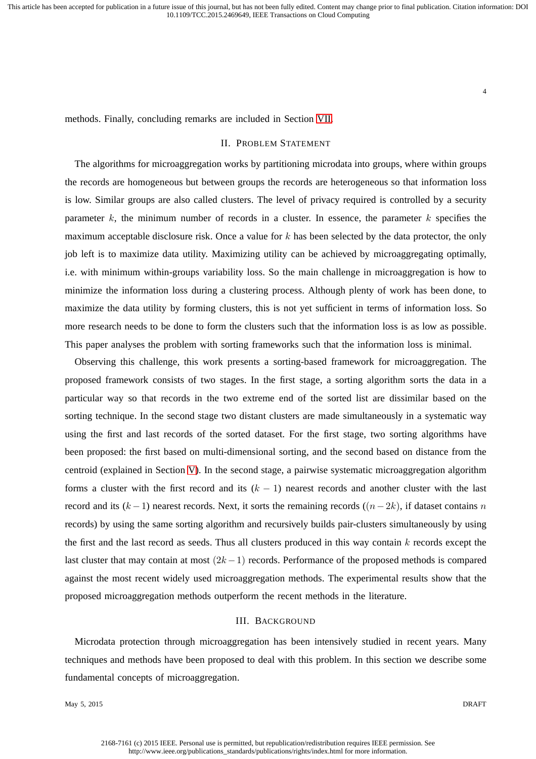methods. Finally, concluding remarks are included in Section VII.

## II. Problem Statement

The algorithms for microaggregation works by partitioning microdata into groups, where within groups the records are homogeneous but between groups the records are heterogeneous so that information loss is low. Similar groups are also called clusters. The level of privacy required is controlled by a security parameter $k$, the minimum number of records in a cluster. In essence, the parameter $k$ specifies the maximum acceptable disclosure risk. Once a value for $k$ has been selected by the data protector, the only job left is to maximize data utility. Maximizing utility can be achieved by microaggregating optimally, i.e. with minimum within-groups variability loss. So the main challenge in microaggregation is how to minimize the information loss during a clustering process. Although plenty of work has been done, to maximize the data utility by forming clusters, this is not yet sufficient in terms of information loss. So more research needs to be done to form the clusters such that the information loss is as low as possible. This paper analyses the problem with sorting frameworks such that the information loss is minimal.

Observing this challenge, this work presents a sorting-based framework for microaggregation. The proposed framework consists of two stages. In the first stage, a sorting algorithm sorts the data in a particular way so that records in the two extreme end of the sorted list are dissimilar based on the sorting technique. In the second stage two distant clusters are made simultaneously in a systematic way using the first and last records of the sorted dataset. For the first stage, two sorting algorithms have been proposed: the first based on multi-dimensional sorting, and the second based on distance from the centroid (explained in Section V). In the second stage, a pairwise systematic microaggregation algorithm forms a cluster with the first record and its $(k-1)$ nearest records and another cluster with the last record and its $(k-1)$ nearest records. Next, it sorts the remaining records ($(n-2k)$, if dataset contains $n$ records) by using the same sorting algorithm and recursively builds pair-clusters simultaneously by using the first and the last record as seeds. Thus all clusters produced in this way contain $k$ records except the last cluster that may contain at most $(2k-1)$ records. Performance of the proposed methods is compared against the most recent widely used microaggregation methods. The experimental results show that the proposed microaggregation methods outperform the recent methods in the literature.

## III. Background

Microdata protection through microaggregation has been intensively studied in recent years. Many techniques and methods have been proposed to deal with this problem. In this section we describe some fundamental concepts of microaggregation.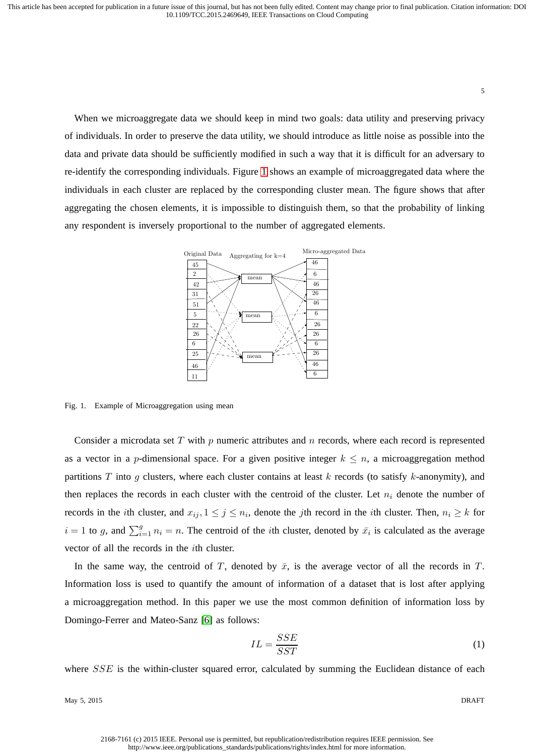When we microaggregate data we should keep in mind two goals: data utility and preserving privacy of individuals. In order to preserve the data utility, we should introduce as little noise as possible into the data and private data should be sufficiently modified in such a way that it is difficult for an adversary to re-identify the corresponding individuals. Figure 1 shows an example of microaggregated data where the individuals in each cluster are replaced by the corresponding cluster mean. The figure shows that after aggregating the chosen elements, it is impossible to distinguish them, so that the probability of linking any respondent is inversely proportional to the number of aggregated elements.

Fig. 1. Example of Microaggregation using mean

Consider a microdata set $T$ with $p$ numeric attributes and $n$ records, where each record is represented as a vector in a $p$-dimensional space. For a given positive integer $k \leq n$, a microaggregation method partitions $T$ into $g$ clusters, where each cluster contains at least $k$ records (to satisfy $k$-anonymity), and then replaces the records in each cluster with the centroid of the cluster. Let $n_i$ denote the number of records in the $i$th cluster, and $x_{ij}, 1 \leq j \leq n_i$, denote the $j$th record in the $i$th cluster. Then, $n_i \geq k$ for $i = 1$ to $g$, and $\sum_{i=1}^{g} n_i = n$. The centroid of the $i$th cluster, denoted by $\bar{x}_i$ is calculated as the average vector of all the records in the $i$th cluster.

In the same way, the centroid of $T$, denoted by $\bar{x}$, is the average vector of all the records in $T$. Information loss is used to quantify the amount of information of a dataset that is lost after applying a microaggregation method. In this paper we use the most common definition of information loss by Domingo-Ferrer and Mateo-Sanz [6] as follows:

$$IL = \frac{SSE}{SST} \tag{1}$$

where $SSE$ is the within-cluster squared error, calculated by summing the Euclidean distance of each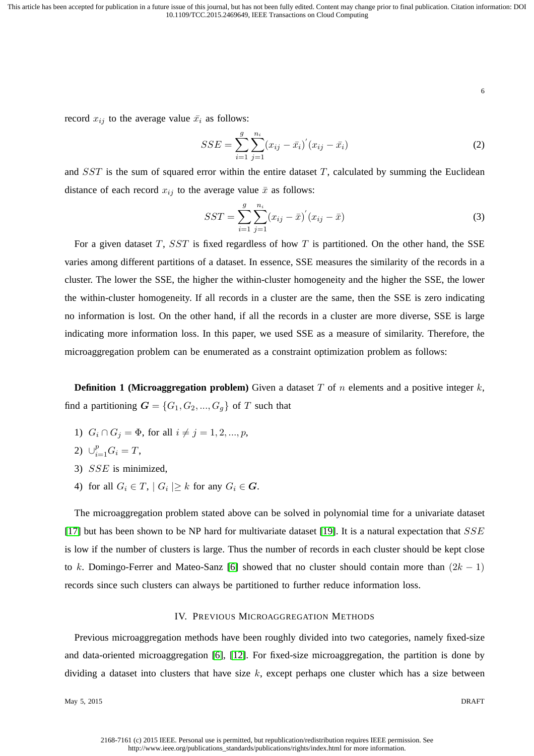record $x_{ij}$ to the average value $\bar{x_i}$ as follows:

$$SSE = \sum_{i=1}^{g}\sum_{j=1}^{n_i}(x_{ij} - \bar{x_i})^{'}(x_{ij} - \bar{x_i}) \tag{2}$$

and $SST$ is the sum of squared error within the entire dataset $T$, calculated by summing the Euclidean distance of each record $x_{ij}$ to the average value $\bar{x}$ as follows:

$$SST = \sum_{i=1}^{g}\sum_{j=1}^{n_i}(x_{ij} - \bar{x})^{'}(x_{ij} - \bar{x}) \tag{3}$$

For a given dataset $T$, $SST$ is fixed regardless of how $T$ is partitioned. On the other hand, the SSE varies among different partitions of a dataset. In essence, SSE measures the similarity of the records in a cluster. The lower the SSE, the higher the within-cluster homogeneity and the higher the SSE, the lower the within-cluster homogeneity. If all records in a cluster are the same, then the SSE is zero indicating no information is lost. On the other hand, if all the records in a cluster are more diverse, SSE is large indicating more information loss. In this paper, we used SSE as a measure of similarity. Therefore, the microaggregation problem can be enumerated as a constraint optimization problem as follows:

**Definition 1 (Microaggregation problem)** Given a dataset $T$ of $n$ elements and a positive integer $k$, find a partitioning $\boldsymbol{G} = \{G_1, G_2, ..., G_g\}$ of $T$ such that

1) $G_i \cap G_j = \Phi$, for all $i \neq j = 1, 2, ..., p$,
2) $\cup_{i=1}^{p} G_i = T$,
3) $SSE$ is minimized,
4) for all $G_i \in T$, $\mid G_i \mid \geq k$ for any $G_i \in \boldsymbol{G}$.

The microaggregation problem stated above can be solved in polynomial time for a univariate dataset [17] but has been shown to be NP hard for multivariate dataset [19]. It is a natural expectation that $SSE$ is low if the number of clusters is large. Thus the number of records in each cluster should be kept close to $k$. Domingo-Ferrer and Mateo-Sanz [6] showed that no cluster should contain more than $(2k - 1)$ records since such clusters can always be partitioned to further reduce information loss.

## IV. Previous Microaggregation Methods

Previous microaggregation methods have been roughly divided into two categories, namely fixed-size and data-oriented microaggregation [6], [12]. For fixed-size microaggregation, the partition is done by dividing a dataset into clusters that have size $k$, except perhaps one cluster which has a size between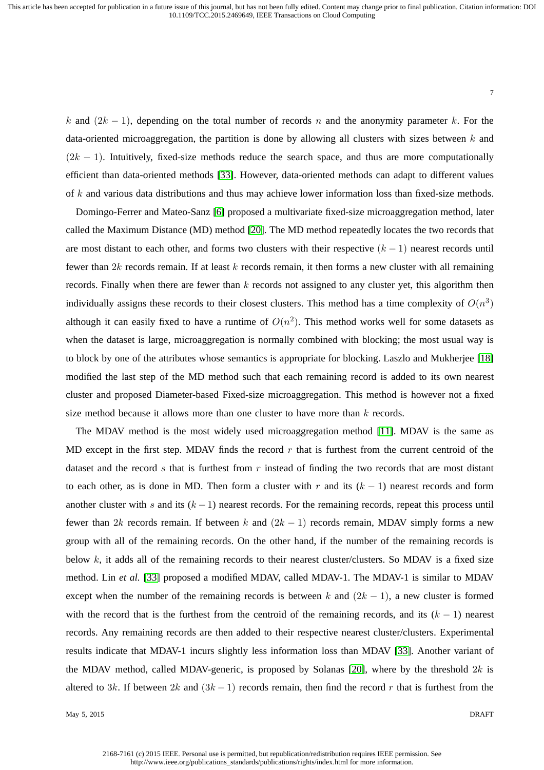$k$ and $(2k-1)$, depending on the total number of records $n$ and the anonymity parameter $k$. For the data-oriented microaggregation, the partition is done by allowing all clusters with sizes between $k$ and $(2k-1)$. Intuitively, fixed-size methods reduce the search space, and thus are more computationally efficient than data-oriented methods [33]. However, data-oriented methods can adapt to different values of $k$ and various data distributions and thus may achieve lower information loss than fixed-size methods.

Domingo-Ferrer and Mateo-Sanz [6] proposed a multivariate fixed-size microaggregation method, later called the Maximum Distance (MD) method [20]. The MD method repeatedly locates the two records that are most distant to each other, and forms two clusters with their respective $(k-1)$ nearest records until fewer than $2k$ records remain. If at least $k$ records remain, it then forms a new cluster with all remaining records. Finally when there are fewer than $k$ records not assigned to any cluster yet, this algorithm then individually assigns these records to their closest clusters. This method has a time complexity of $O(n^3)$ although it can easily fixed to have a runtime of $O(n^2)$. This method works well for some datasets as when the dataset is large, microaggregation is normally combined with blocking; the most usual way is to block by one of the attributes whose semantics is appropriate for blocking. Laszlo and Mukherjee [18] modified the last step of the MD method such that each remaining record is added to its own nearest cluster and proposed Diameter-based Fixed-size microaggregation. This method is however not a fixed size method because it allows more than one cluster to have more than $k$ records.

The MDAV method is the most widely used microaggregation method [11]. MDAV is the same as MD except in the first step. MDAV finds the record $r$ that is furthest from the current centroid of the dataset and the record $s$ that is furthest from $r$ instead of finding the two records that are most distant to each other, as is done in MD. Then form a cluster with $r$ and its $(k-1)$ nearest records and form another cluster with $s$ and its $(k-1)$ nearest records. For the remaining records, repeat this process until fewer than $2k$ records remain. If between $k$ and $(2k-1)$ records remain, MDAV simply forms a new group with all of the remaining records. On the other hand, if the number of the remaining records is below $k$, it adds all of the remaining records to their nearest cluster/clusters. So MDAV is a fixed size method. Lin *et al.* [33] proposed a modified MDAV, called MDAV-1. The MDAV-1 is similar to MDAV except when the number of the remaining records is between $k$ and $(2k-1)$, a new cluster is formed with the record that is the furthest from the centroid of the remaining records, and its $(k-1)$ nearest records. Any remaining records are then added to their respective nearest cluster/clusters. Experimental results indicate that MDAV-1 incurs slightly less information loss than MDAV [33]. Another variant of the MDAV method, called MDAV-generic, is proposed by Solanas [20], where by the threshold $2k$ is altered to $3k$. If between $2k$ and $(3k-1)$ records remain, then find the record $r$ that is furthest from the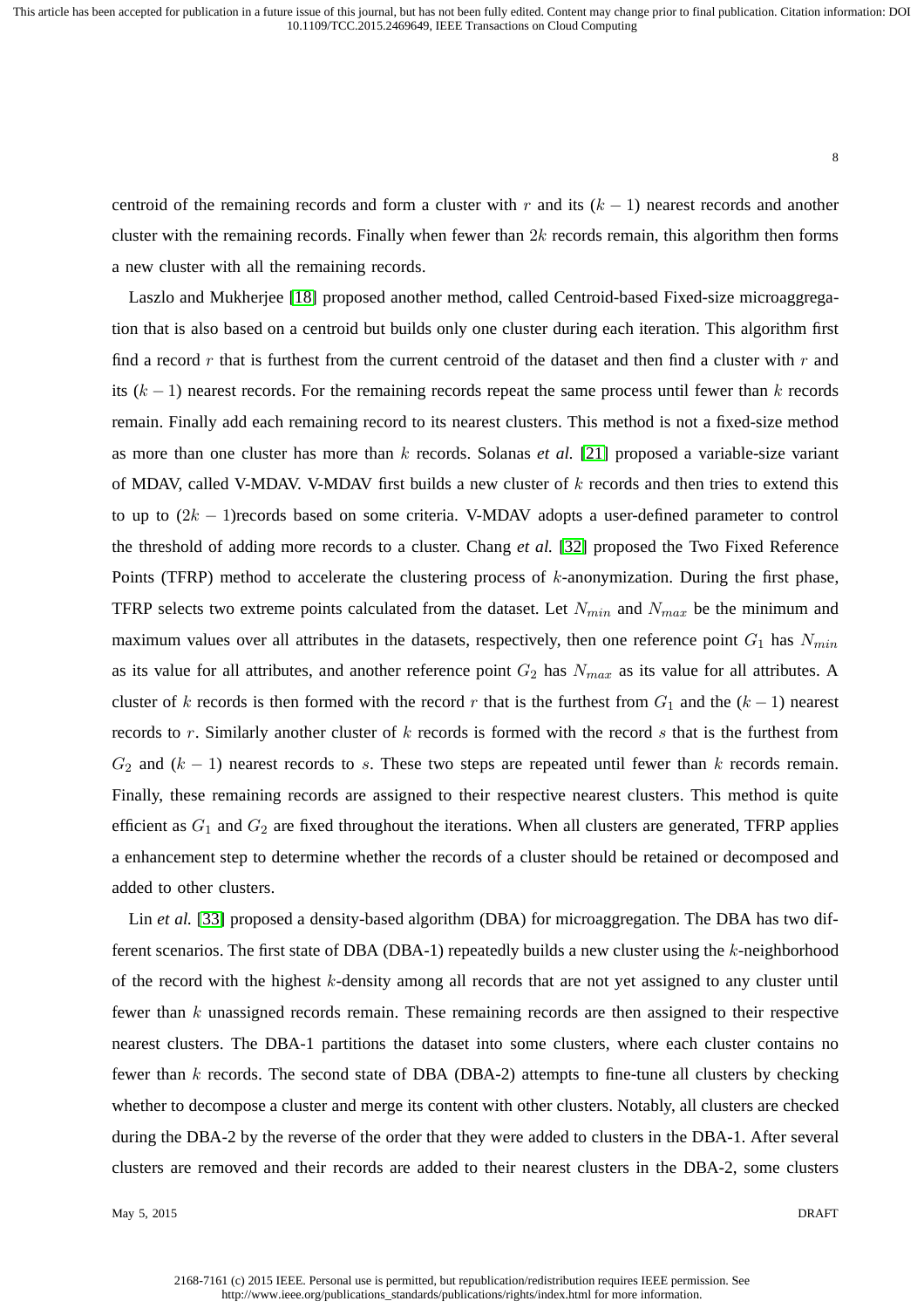centroid of the remaining records and form a cluster with $r$ and its $(k-1)$ nearest records and another cluster with the remaining records. Finally when fewer than $2k$ records remain, this algorithm then forms a new cluster with all the remaining records.

Laszlo and Mukherjee [18] proposed another method, called Centroid-based Fixed-size microaggregation that is also based on a centroid but builds only one cluster during each iteration. This algorithm first find a record $r$ that is furthest from the current centroid of the dataset and then find a cluster with $r$ and its $(k-1)$ nearest records. For the remaining records repeat the same process until fewer than $k$ records remain. Finally add each remaining record to its nearest clusters. This method is not a fixed-size method as more than one cluster has more than $k$ records. Solanas *et al.* [21] proposed a variable-size variant of MDAV, called V-MDAV. V-MDAV first builds a new cluster of $k$ records and then tries to extend this to up to $(2k-1)$records based on some criteria. V-MDAV adopts a user-defined parameter to control the threshold of adding more records to a cluster. Chang *et al.* [32] proposed the Two Fixed Reference Points (TFRP) method to accelerate the clustering process of $k$-anonymization. During the first phase, TFRP selects two extreme points calculated from the dataset. Let $N_{min}$ and $N_{max}$ be the minimum and maximum values over all attributes in the datasets, respectively, then one reference point $G_1$ has $N_{min}$ as its value for all attributes, and another reference point $G_2$ has $N_{max}$ as its value for all attributes. A cluster of $k$ records is then formed with the record $r$ that is the furthest from $G_1$ and the $(k-1)$ nearest records to $r$. Similarly another cluster of $k$ records is formed with the record $s$ that is the furthest from $G_2$ and $(k-1)$ nearest records to $s$. These two steps are repeated until fewer than $k$ records remain. Finally, these remaining records are assigned to their respective nearest clusters. This method is quite efficient as $G_1$ and $G_2$ are fixed throughout the iterations. When all clusters are generated, TFRP applies a enhancement step to determine whether the records of a cluster should be retained or decomposed and added to other clusters.

Lin *et al.* [33] proposed a density-based algorithm (DBA) for microaggregation. The DBA has two different scenarios. The first state of DBA (DBA-1) repeatedly builds a new cluster using the $k$-neighborhood of the record with the highest $k$-density among all records that are not yet assigned to any cluster until fewer than $k$ unassigned records remain. These remaining records are then assigned to their respective nearest clusters. The DBA-1 partitions the dataset into some clusters, where each cluster contains no fewer than $k$ records. The second state of DBA (DBA-2) attempts to fine-tune all clusters by checking whether to decompose a cluster and merge its content with other clusters. Notably, all clusters are checked during the DBA-2 by the reverse of the order that they were added to clusters in the DBA-1. After several clusters are removed and their records are added to their nearest clusters in the DBA-2, some clusters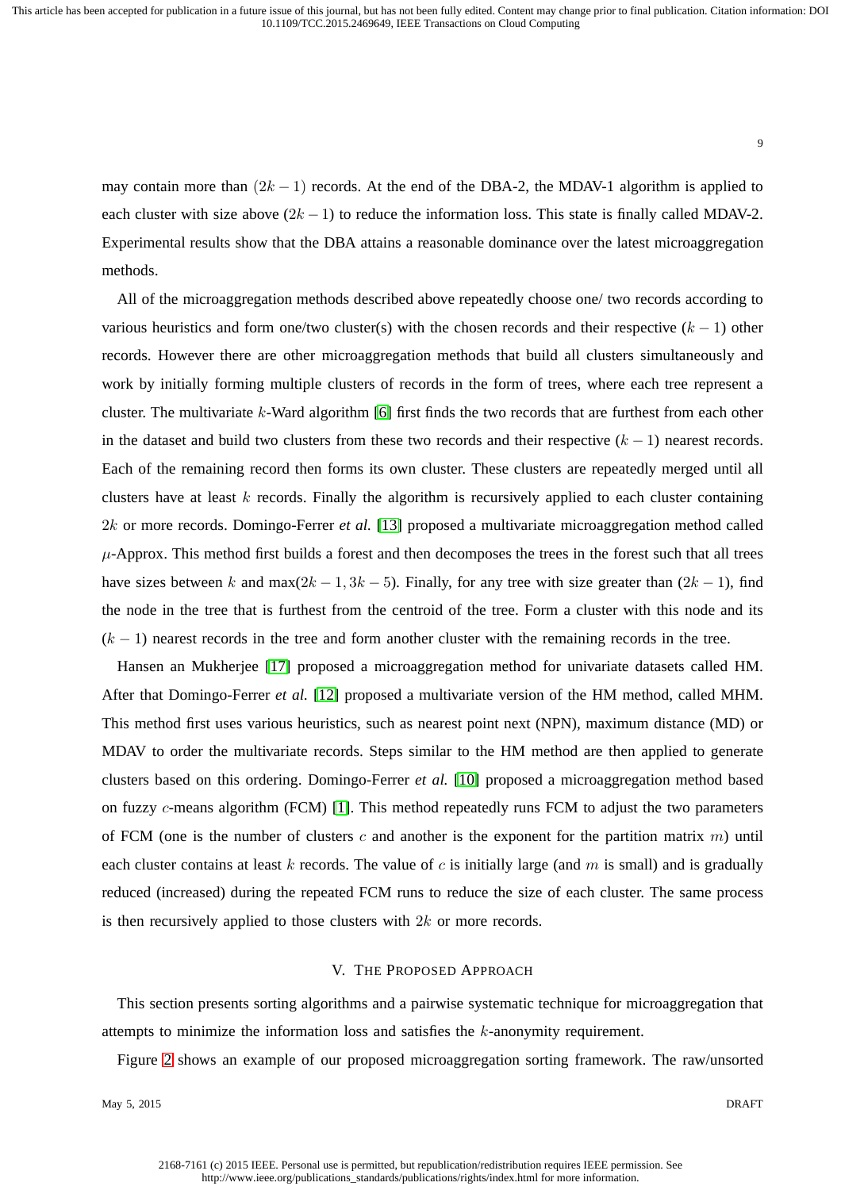may contain more than $(2k-1)$ records. At the end of the DBA-2, the MDAV-1 algorithm is applied to each cluster with size above $(2k-1)$ to reduce the information loss. This state is finally called MDAV-2. Experimental results show that the DBA attains a reasonable dominance over the latest microaggregation methods.

All of the microaggregation methods described above repeatedly choose one/ two records according to various heuristics and form one/two cluster(s) with the chosen records and their respective $(k-1)$ other records. However there are other microaggregation methods that build all clusters simultaneously and work by initially forming multiple clusters of records in the form of trees, where each tree represent a cluster. The multivariate $k$-Ward algorithm [6] first finds the two records that are furthest from each other in the dataset and build two clusters from these two records and their respective $(k-1)$ nearest records. Each of the remaining record then forms its own cluster. These clusters are repeatedly merged until all clusters have at least $k$ records. Finally the algorithm is recursively applied to each cluster containing $2k$ or more records. Domingo-Ferrer *et al.* [13] proposed a multivariate microaggregation method called $\mu$-Approx. This method first builds a forest and then decomposes the trees in the forest such that all trees have sizes between $k$ and max$(2k-1, 3k-5)$. Finally, for any tree with size greater than $(2k-1)$, find the node in the tree that is furthest from the centroid of the tree. Form a cluster with this node and its $(k-1)$ nearest records in the tree and form another cluster with the remaining records in the tree.

Hansen an Mukherjee [17] proposed a microaggregation method for univariate datasets called HM. After that Domingo-Ferrer *et al.* [12] proposed a multivariate version of the HM method, called MHM. This method first uses various heuristics, such as nearest point next (NPN), maximum distance (MD) or MDAV to order the multivariate records. Steps similar to the HM method are then applied to generate clusters based on this ordering. Domingo-Ferrer *et al.* [10] proposed a microaggregation method based on fuzzy $c$-means algorithm (FCM) [1]. This method repeatedly runs FCM to adjust the two parameters of FCM (one is the number of clusters $c$ and another is the exponent for the partition matrix $m$) until each cluster contains at least $k$ records. The value of $c$ is initially large (and $m$ is small) and is gradually reduced (increased) during the repeated FCM runs to reduce the size of each cluster. The same process is then recursively applied to those clusters with $2k$ or more records.

## V. The Proposed Approach

This section presents sorting algorithms and a pairwise systematic technique for microaggregation that attempts to minimize the information loss and satisfies the $k$-anonymity requirement.

Figure 2 shows an example of our proposed microaggregation sorting framework. The raw/unsorted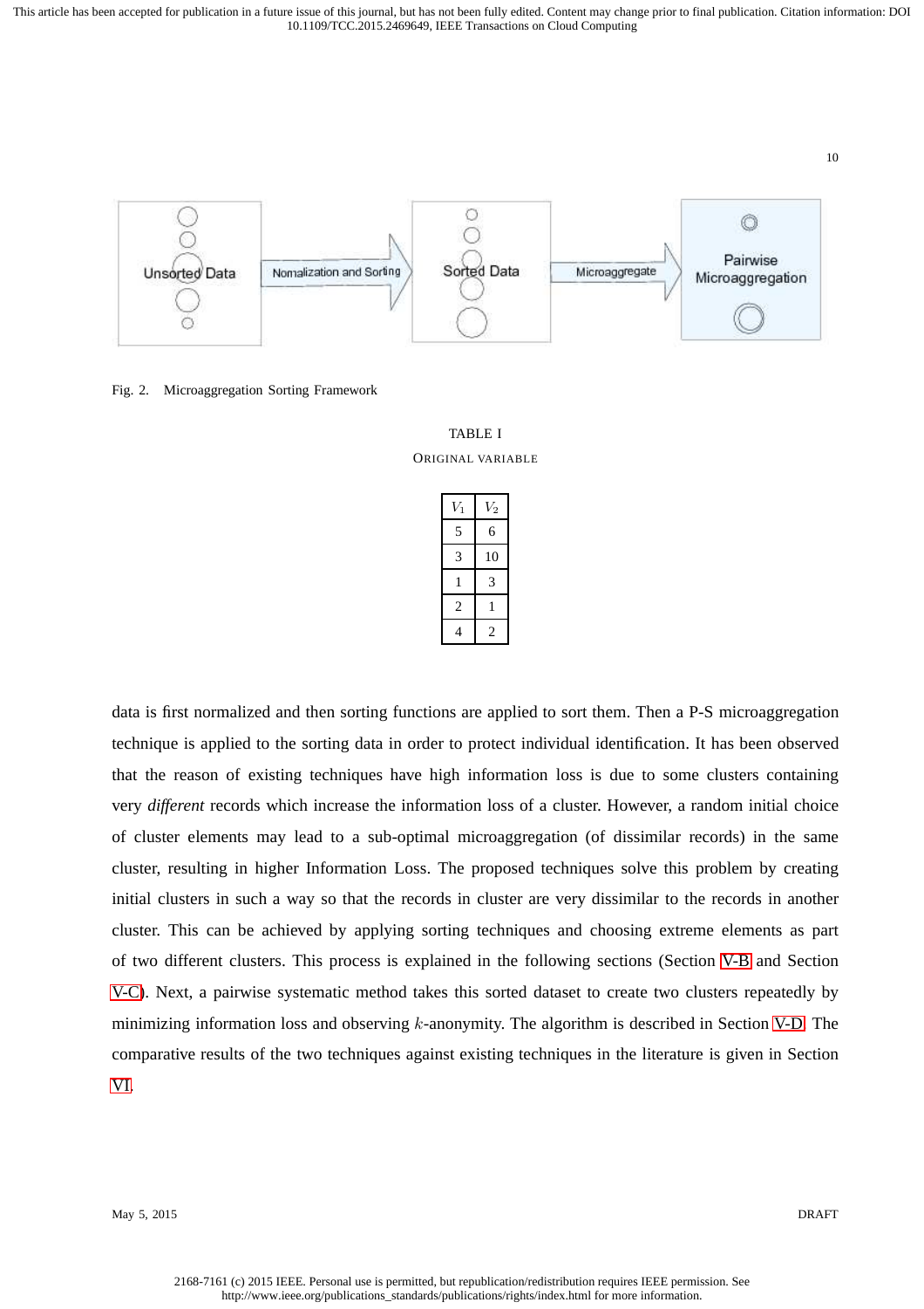Fig. 2. Microaggregation Sorting Framework

TABLE I
ORIGINAL VARIABLE

| $V_1$ | $V_2$ |
|---|---|
| 5 | 6 |
| 3 | 10 |
| 1 | 3 |
| 2 | 1 |
| 4 | 2 |

data is first normalized and then sorting functions are applied to sort them. Then a P-S microaggregation technique is applied to the sorting data in order to protect individual identification. It has been observed that the reason of existing techniques have high information loss is due to some clusters containing very *different* records which increase the information loss of a cluster. However, a random initial choice of cluster elements may lead to a sub-optimal microaggregation (of dissimilar records) in the same cluster, resulting in higher Information Loss. The proposed techniques solve this problem by creating initial clusters in such a way so that the records in cluster are very dissimilar to the records in another cluster. This can be achieved by applying sorting techniques and choosing extreme elements as part of two different clusters. This process is explained in the following sections (Section V-B and Section V-C). Next, a pairwise systematic method takes this sorted dataset to create two clusters repeatedly by minimizing information loss and observing $k$-anonymity. The algorithm is described in Section V-D. The comparative results of the two techniques against existing techniques in the literature is given in Section VI.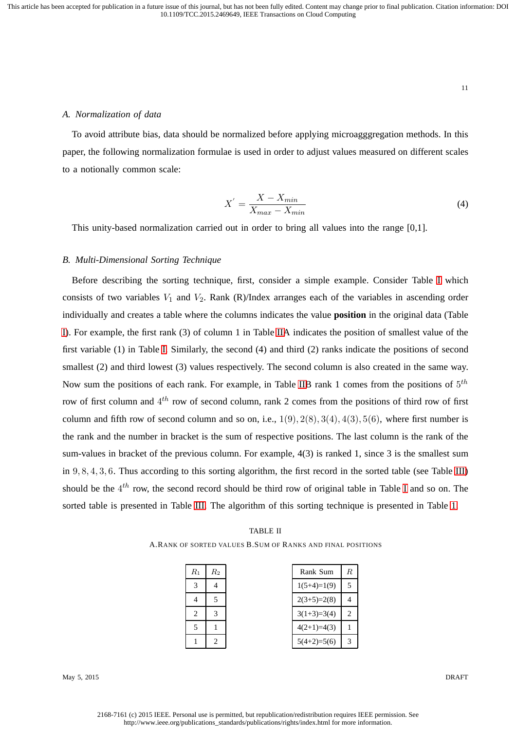### A. Normalization of data

To avoid attribute bias, data should be normalized before applying microagggregation methods. In this paper, the following normalization formulae is used in order to adjust values measured on different scales to a notionally common scale:

$$X^{'} = \frac{X - X_{min}}{X_{max} - X_{min}} \tag{4}$$

This unity-based normalization carried out in order to bring all values into the range [0,1].

### B. Multi-Dimensional Sorting Technique

Before describing the sorting technique, first, consider a simple example. Consider Table I which consists of two variables $V_1$ and $V_2$. Rank (R)/Index arranges each of the variables in ascending order individually and creates a table where the columns indicates the value **position** in the original data (Table I). For example, the first rank (3) of column 1 in Table IIA indicates the position of smallest value of the first variable (1) in Table I. Similarly, the second (4) and third (2) ranks indicate the positions of second smallest (2) and third lowest (3) values respectively. The second column is also created in the same way. Now sum the positions of each rank. For example, in Table IIB rank 1 comes from the positions of $5^{th}$ row of first column and $4^{th}$ row of second column, rank 2 comes from the positions of third row of first column and fifth row of second column and so on, i.e., $1(9), 2(8), 3(4), 4(3), 5(6)$, where first number is the rank and the number in bracket is the sum of respective positions. The last column is the rank of the sum-values in bracket of the previous column. For example, 4(3) is ranked 1, since 3 is the smallest sum in $9, 8, 4, 3, 6$. Thus according to this sorting algorithm, the first record in the sorted table (see Table III) should be the $4^{th}$ row, the second record should be third row of original table in Table I and so on. The sorted table is presented in Table III. The algorithm of this sorting technique is presented in Table 1.

TABLE II

A.RANK OF SORTED VALUES B.SUM OF RANKS AND FINAL POSITIONS

| $R_1$ | $R_2$ |
|---|---|
| 3 | 4 |
| 4 | 5 |
| 2 | 3 |
| 5 | 1 |
| 1 | 2 |

| Rank Sum | $R$ |
|---|---|
| 1(5+4)=1(9) | 5 |
| 2(3+5)=2(8) | 4 |
| 3(1+3)=3(4) | 2 |
| 4(2+1)=4(3) | 1 |
| 5(4+2)=5(6) | 3 |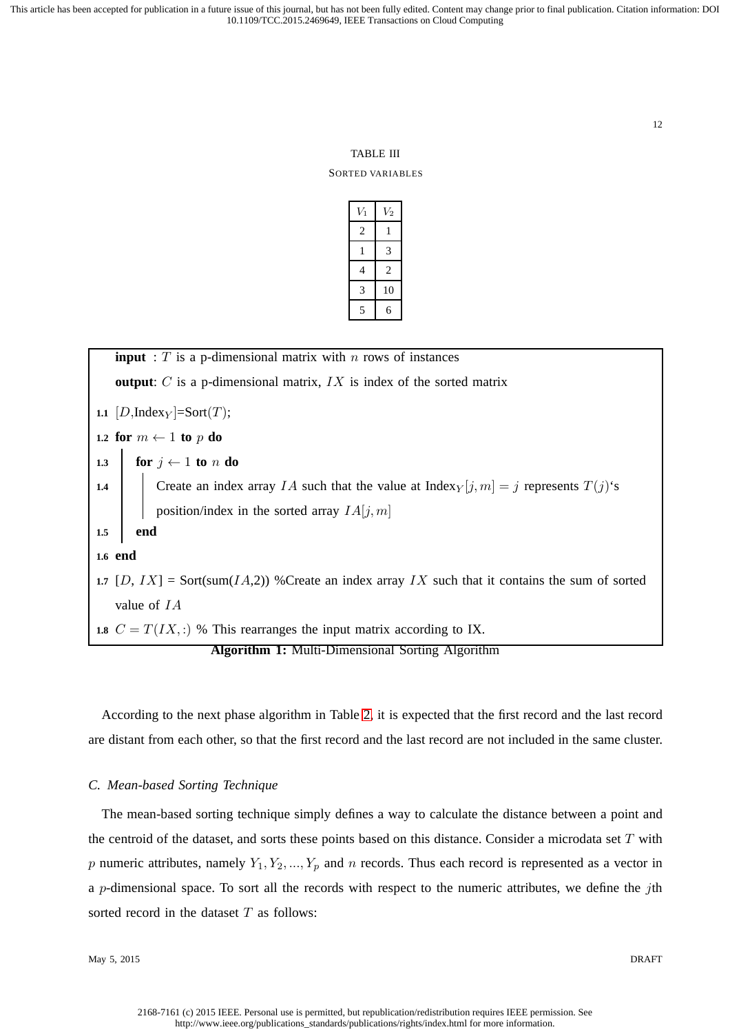TABLE III

SORTED VARIABLES

| $V_1$ | $V_2$ |
|---|---|
| 2 | 1 |
| 1 | 3 |
| 4 | 2 |
| 3 | 10 |
| 5 | 6 |

```
input : T is a p-dimensional matrix with n rows of instances
output: C is a p-dimensional matrix, IX is index of the sorted matrix
1.1 [D,Index_Y]=Sort(T);
1.2 for m ← 1 to p do
1.3     for j ← 1 to n do
1.4         Create an index array IA such that the value at Index_Y[j, m] = j represents T(j)'s
            position/index in the sorted array IA[j, m]
1.5     end
1.6 end
1.7 [D, IX] = Sort(sum(IA,2)) %Create an index array IX such that it contains the sum of sorted
    value of IA
1.8 C = T(IX, :) % This rearranges the input matrix according to IX.
```

**Algorithm 1:** Multi-Dimensional Sorting Algorithm

According to the next phase algorithm in Table 2, it is expected that the first record and the last record are distant from each other, so that the first record and the last record are not included in the same cluster.

### C. Mean-based Sorting Technique

The mean-based sorting technique simply defines a way to calculate the distance between a point and the centroid of the dataset, and sorts these points based on this distance. Consider a microdata set $T$ with $p$ numeric attributes, namely $Y_1, Y_2, ..., Y_p$ and $n$ records. Thus each record is represented as a vector in a $p$-dimensional space. To sort all the records with respect to the numeric attributes, we define the $j$th sorted record in the dataset $T$ as follows: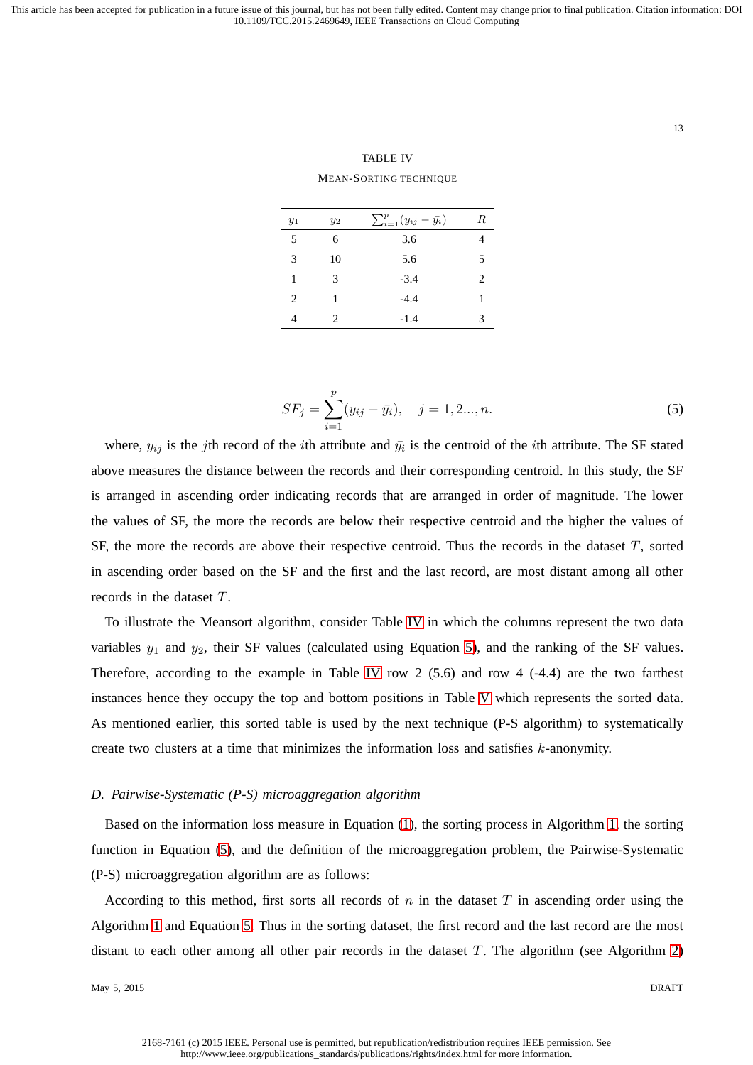TABLE IV

MEAN-SORTING TECHNIQUE

| $y_1$ | $y_2$ | $\sum_{i=1}^{p}(y_{ij} - \bar{y}_i)$ | $R$ |
|---|---|---|---|
| 5 | 6 | 3.6 | 4 |
| 3 | 10 | 5.6 | 5 |
| 1 | 3 | -3.4 | 2 |
| 2 | 1 | -4.4 | 1 |
| 4 | 2 | -1.4 | 3 |

$$SF_j = \sum_{i=1}^{p}(y_{ij} - \bar{y}_i), \quad j = 1, 2..., n. \tag{5}$$

where, $y_{ij}$ is the $j$th record of the $i$th attribute and $\bar{y}_i$ is the centroid of the $i$th attribute. The SF stated above measures the distance between the records and their corresponding centroid. In this study, the SF is arranged in ascending order indicating records that are arranged in order of magnitude. The lower the values of SF, the more the records are below their respective centroid and the higher the values of SF, the more the records are above their respective centroid. Thus the records in the dataset $T$, sorted in ascending order based on the SF and the first and the last record, are most distant among all other records in the dataset $T$.

To illustrate the Meansort algorithm, consider Table IV in which the columns represent the two data variables $y_1$ and $y_2$, their SF values (calculated using Equation 5), and the ranking of the SF values. Therefore, according to the example in Table IV row 2 (5.6) and row 4 (-4.4) are the two farthest instances hence they occupy the top and bottom positions in Table V which represents the sorted data. As mentioned earlier, this sorted table is used by the next technique (P-S algorithm) to systematically create two clusters at a time that minimizes the information loss and satisfies $k$-anonymity.

### D. Pairwise-Systematic (P-S) microaggregation algorithm

Based on the information loss measure in Equation (1), the sorting process in Algorithm 1, the sorting function in Equation (5), and the definition of the microaggregation problem, the Pairwise-Systematic (P-S) microaggregation algorithm are as follows:

According to this method, first sorts all records of $n$ in the dataset $T$ in ascending order using the Algorithm 1 and Equation 5. Thus in the sorting dataset, the first record and the last record are the most distant to each other among all other pair records in the dataset $T$. The algorithm (see Algorithm 2)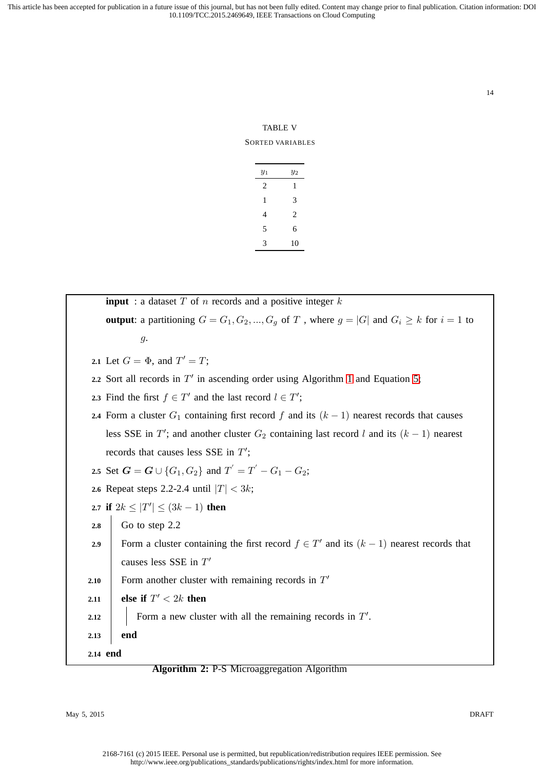TABLE V

SORTED VARIABLES

| $y_1$ | $y_2$ |
|---|---|
| 2 | 1 |
| 1 | 3 |
| 4 | 2 |
| 5 | 6 |
| 3 | 10 |

**input** : a dataset $T$ of $n$ records and a positive integer $k$

**output**: a partitioning $G = G_1, G_2, ..., G_g$ of $T$ , where $g = |G|$ and $G_i \geq k$ for $i = 1$ to $g$.

**2.1** Let $G = \Phi$, and $T' = T$;

**2.2** Sort all records in $T'$ in ascending order using Algorithm 1 and Equation 5;

**2.3** Find the first $f \in T'$ and the last record $l \in T'$;

**2.4** Form a cluster $G_1$ containing first record $f$ and its $(k-1)$ nearest records that causes less SSE in $T'$; and another cluster $G_2$ containing last record $l$ and its $(k-1)$ nearest records that causes less SSE in $T'$;

**2.5** Set $\boldsymbol{G} = \boldsymbol{G} \cup \{G_1, G_2\}$ and $T^{'} = T^{'} - G_1 - G_2$;

**2.6** Repeat steps 2.2-2.4 until $|T| < 3k$;

**2.7** **if** $2k \leq |T'| \leq (3k-1)$ **then**

**2.8** &nbsp;&nbsp;&nbsp;&nbsp;Go to step 2.2

**2.9** &nbsp;&nbsp;&nbsp;&nbsp;Form a cluster containing the first record $f \in T'$ and its $(k-1)$ nearest records that causes less SSE in $T'$

**2.10** &nbsp;&nbsp;&nbsp;&nbsp;Form another cluster with remaining records in $T'$

**2.11** &nbsp;&nbsp;&nbsp;&nbsp;**else if** $T' < 2k$ **then**

**2.12** &nbsp;&nbsp;&nbsp;&nbsp;&nbsp;&nbsp;&nbsp;&nbsp;Form a new cluster with all the remaining records in $T'$.

**2.13** &nbsp;&nbsp;&nbsp;&nbsp;**end**

**2.14** **end**

**Algorithm 2:** P-S Microaggregation Algorithm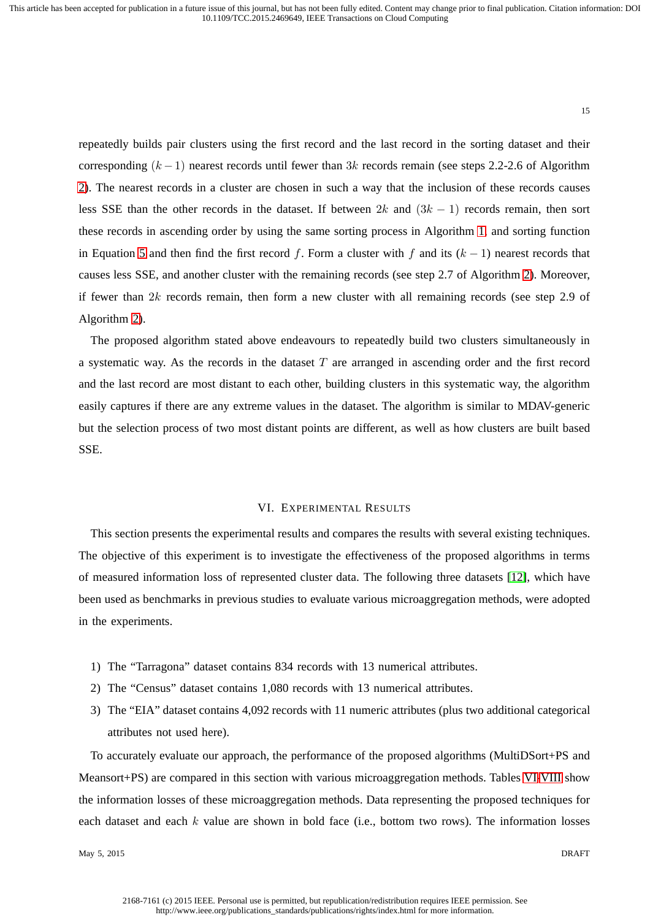repeatedly builds pair clusters using the first record and the last record in the sorting dataset and their corresponding $(k-1)$ nearest records until fewer than $3k$ records remain (see steps 2.2-2.6 of Algorithm 2). The nearest records in a cluster are chosen in such a way that the inclusion of these records causes less SSE than the other records in the dataset. If between $2k$ and $(3k-1)$ records remain, then sort these records in ascending order by using the same sorting process in Algorithm 1 and sorting function in Equation 5 and then find the first record $f$. Form a cluster with $f$ and its $(k-1)$ nearest records that causes less SSE, and another cluster with the remaining records (see step 2.7 of Algorithm 2). Moreover, if fewer than $2k$ records remain, then form a new cluster with all remaining records (see step 2.9 of Algorithm 2).

The proposed algorithm stated above endeavours to repeatedly build two clusters simultaneously in a systematic way. As the records in the dataset $T$ are arranged in ascending order and the first record and the last record are most distant to each other, building clusters in this systematic way, the algorithm easily captures if there are any extreme values in the dataset. The algorithm is similar to MDAV-generic but the selection process of two most distant points are different, as well as how clusters are built based SSE.

## VI. Experimental Results

This section presents the experimental results and compares the results with several existing techniques. The objective of this experiment is to investigate the effectiveness of the proposed algorithms in terms of measured information loss of represented cluster data. The following three datasets [12], which have been used as benchmarks in previous studies to evaluate various microaggregation methods, were adopted in the experiments.

1) The "Tarragona" dataset contains 834 records with 13 numerical attributes.
2) The "Census" dataset contains 1,080 records with 13 numerical attributes.
3) The "EIA" dataset contains 4,092 records with 11 numeric attributes (plus two additional categorical attributes not used here).

To accurately evaluate our approach, the performance of the proposed algorithms (MultiDSort+PS and Meansort+PS) are compared in this section with various microaggregation methods. Tables VI-VIII show the information losses of these microaggregation methods. Data representing the proposed techniques for each dataset and each $k$ value are shown in bold face (i.e., bottom two rows). The information losses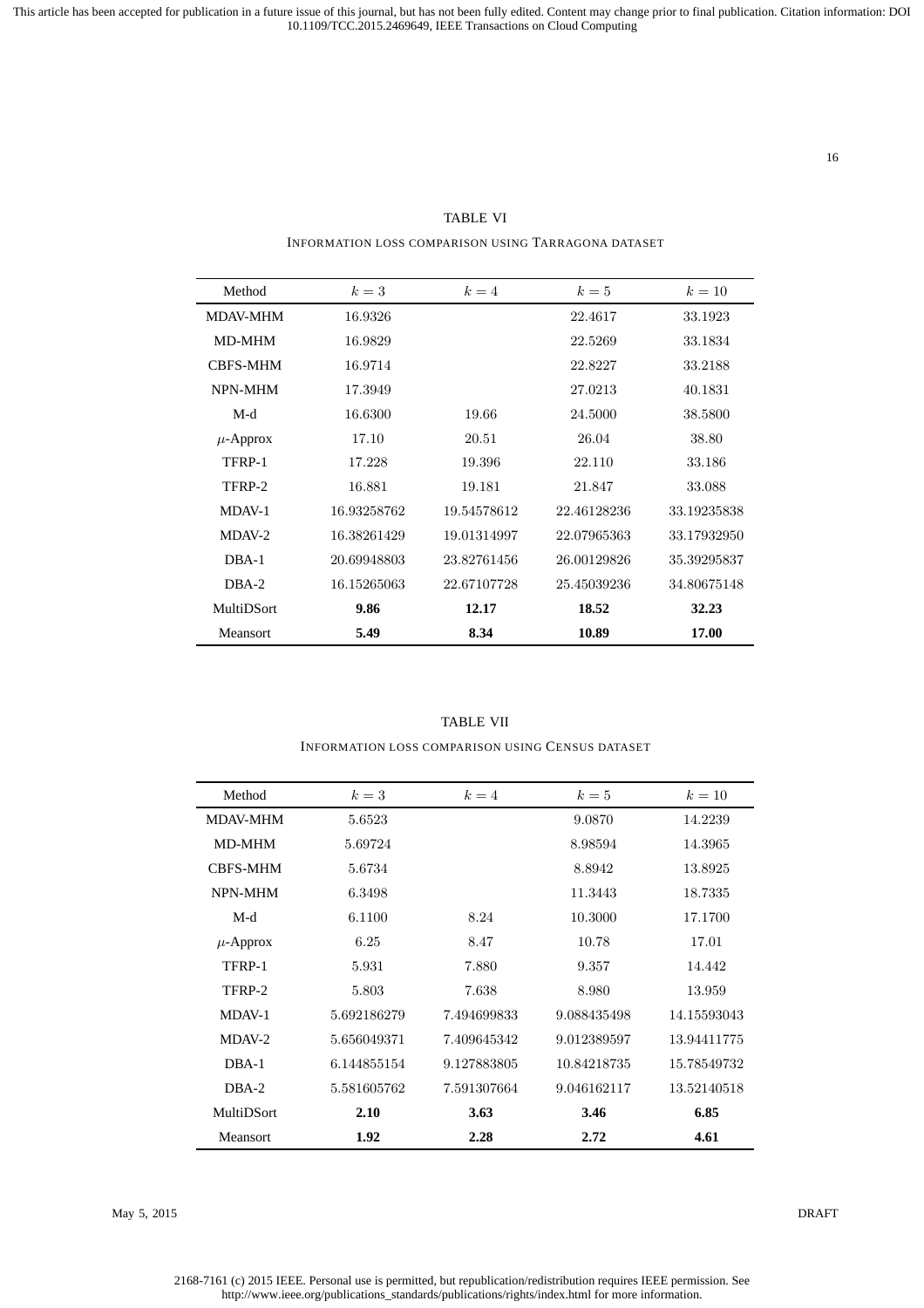TABLE VI

INFORMATION LOSS COMPARISON USING TARRAGONA DATASET

| Method | $k = 3$ | $k = 4$ | $k = 5$ | $k = 10$ |
|---|---|---|---|---|
| MDAV-MHM | 16.9326 | | 22.4617 | 33.1923 |
| MD-MHM | 16.9829 | | 22.5269 | 33.1834 |
| CBFS-MHM | 16.9714 | | 22.8227 | 33.2188 |
| NPN-MHM | 17.3949 | | 27.0213 | 40.1831 |
| M-d | 16.6300 | 19.66 | 24.5000 | 38.5800 |
| $\mu$-Approx | 17.10 | 20.51 | 26.04 | 38.80 |
| TFRP-1 | 17.228 | 19.396 | 22.110 | 33.186 |
| TFRP-2 | 16.881 | 19.181 | 21.847 | 33.088 |
| MDAV-1 | 16.93258762 | 19.54578612 | 22.46128236 | 33.19235838 |
| MDAV-2 | 16.38261429 | 19.01314997 | 22.07965363 | 33.17932950 |
| DBA-1 | 20.69948803 | 23.82761456 | 26.00129826 | 35.39295837 |
| DBA-2 | 16.15265063 | 22.67107728 | 25.45039236 | 34.80675148 |
| MultiDSort | **9.86** | **12.17** | **18.52** | **32.23** |
| Meansort | **5.49** | **8.34** | **10.89** | **17.00** |

TABLE VII

INFORMATION LOSS COMPARISON USING CENSUS DATASET

| Method | $k = 3$ | $k = 4$ | $k = 5$ | $k = 10$ |
|---|---|---|---|---|
| MDAV-MHM | 5.6523 | | 9.0870 | 14.2239 |
| MD-MHM | 5.69724 | | 8.98594 | 14.3965 |
| CBFS-MHM | 5.6734 | | 8.8942 | 13.8925 |
| NPN-MHM | 6.3498 | | 11.3443 | 18.7335 |
| M-d | 6.1100 | 8.24 | 10.3000 | 17.1700 |
| $\mu$-Approx | 6.25 | 8.47 | 10.78 | 17.01 |
| TFRP-1 | 5.931 | 7.880 | 9.357 | 14.442 |
| TFRP-2 | 5.803 | 7.638 | 8.980 | 13.959 |
| MDAV-1 | 5.692186279 | 7.494699833 | 9.088435498 | 14.15593043 |
| MDAV-2 | 5.656049371 | 7.409645342 | 9.012389597 | 13.94411775 |
| DBA-1 | 6.144855154 | 9.127883805 | 10.84218735 | 15.78549732 |
| DBA-2 | 5.581605762 | 7.591307664 | 9.046162117 | 13.52140518 |
| MultiDSort | **2.10** | **3.63** | **3.46** | **6.85** |
| Meansort | **1.92** | **2.28** | **2.72** | **4.61** |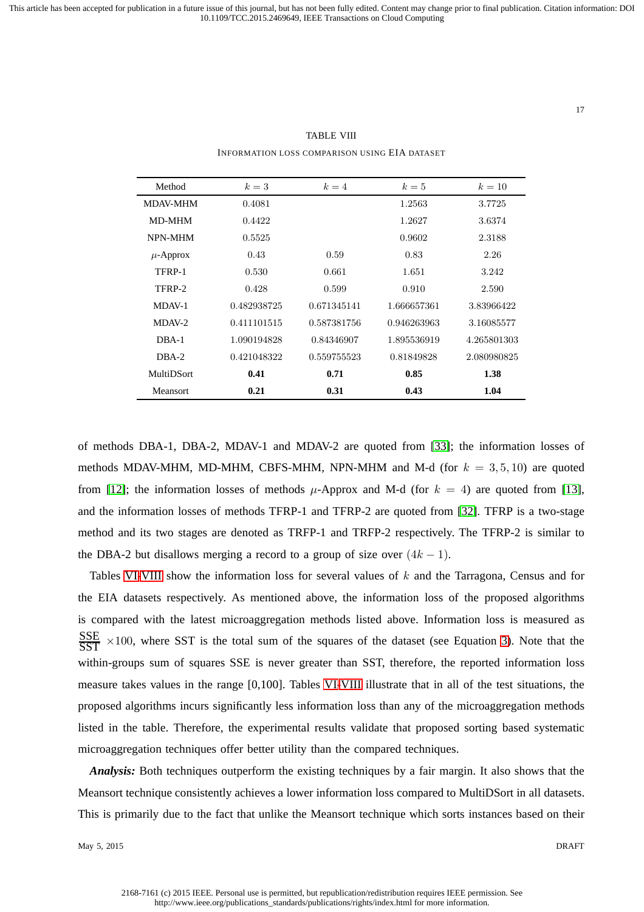TABLE VIII

INFORMATION LOSS COMPARISON USING EIA DATASET

| Method | $k = 3$ | $k = 4$ | $k = 5$ | $k = 10$ |
|---|---|---|---|---|
| MDAV-MHM | 0.4081 | | 1.2563 | 3.7725 |
| MD-MHM | 0.4422 | | 1.2627 | 3.6374 |
| NPN-MHM | 0.5525 | | 0.9602 | 2.3188 |
| $\mu$-Approx | 0.43 | 0.59 | 0.83 | 2.26 |
| TFRP-1 | 0.530 | 0.661 | 1.651 | 3.242 |
| TFRP-2 | 0.428 | 0.599 | 0.910 | 2.590 |
| MDAV-1 | 0.482938725 | 0.671345141 | 1.666657361 | 3.83966422 |
| MDAV-2 | 0.411101515 | 0.587381756 | 0.946263963 | 3.16085577 |
| DBA-1 | 1.090194828 | 0.84346907 | 1.895536919 | 4.265801303 |
| DBA-2 | 0.421048322 | 0.559755523 | 0.81849828 | 2.080980825 |
| MultiDSort | **0.41** | **0.71** | **0.85** | **1.38** |
| Meansort | **0.21** | **0.31** | **0.43** | **1.04** |

of methods DBA-1, DBA-2, MDAV-1 and MDAV-2 are quoted from [33]; the information losses of methods MDAV-MHM, MD-MHM, CBFS-MHM, NPN-MHM and M-d (for $k = 3, 5, 10$) are quoted from [12]; the information losses of methods $\mu$-Approx and M-d (for $k = 4$) are quoted from [13], and the information losses of methods TFRP-1 and TFRP-2 are quoted from [32]. TFRP is a two-stage method and its two stages are denoted as TRFP-1 and TRFP-2 respectively. The TFRP-2 is similar to the DBA-2 but disallows merging a record to a group of size over $(4k - 1)$.

Tables VI-VIII show the information loss for several values of $k$ and the Tarragona, Census and for the EIA datasets respectively. As mentioned above, the information loss of the proposed algorithms is compared with the latest microaggregation methods listed above. Information loss is measured as $\frac{\text{SSE}}{\text{SST}} \times 100$, where SST is the total sum of the squares of the dataset (see Equation 3). Note that the within-groups sum of squares SSE is never greater than SST, therefore, the reported information loss measure takes values in the range [0,100]. Tables VI-VIII illustrate that in all of the test situations, the proposed algorithms incurs significantly less information loss than any of the microaggregation methods listed in the table. Therefore, the experimental results validate that proposed sorting based systematic microaggregation techniques offer better utility than the compared techniques.

***Analysis:*** Both techniques outperform the existing techniques by a fair margin. It also shows that the Meansort technique consistently achieves a lower information loss compared to MultiDSort in all datasets. This is primarily due to the fact that unlike the Meansort technique which sorts instances based on their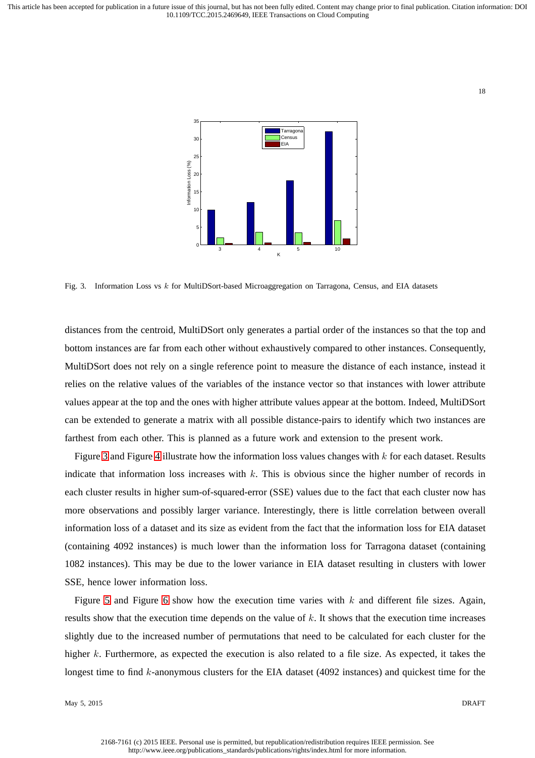Fig. 3. Information Loss vs $k$ for MultiDSort-based Microaggregation on Tarragona, Census, and EIA datasets

distances from the centroid, MultiDSort only generates a partial order of the instances so that the top and bottom instances are far from each other without exhaustively compared to other instances. Consequently, MultiDSort does not rely on a single reference point to measure the distance of each instance, instead it relies on the relative values of the variables of the instance vector so that instances with lower attribute values appear at the top and the ones with higher attribute values appear at the bottom. Indeed, MultiDSort can be extended to generate a matrix with all possible distance-pairs to identify which two instances are farthest from each other. This is planned as a future work and extension to the present work.

Figure 3 and Figure 4 illustrate how the information loss values changes with $k$ for each dataset. Results indicate that information loss increases with $k$. This is obvious since the higher number of records in each cluster results in higher sum-of-squared-error (SSE) values due to the fact that each cluster now has more observations and possibly larger variance. Interestingly, there is little correlation between overall information loss of a dataset and its size as evident from the fact that the information loss for EIA dataset (containing 4092 instances) is much lower than the information loss for Tarragona dataset (containing 1082 instances). This may be due to the lower variance in EIA dataset resulting in clusters with lower SSE, hence lower information loss.

Figure 5 and Figure 6 show how the execution time varies with $k$ and different file sizes. Again, results show that the execution time depends on the value of $k$. It shows that the execution time increases slightly due to the increased number of permutations that need to be calculated for each cluster for the higher $k$. Furthermore, as expected the execution is also related to a file size. As expected, it takes the longest time to find $k$-anonymous clusters for the EIA dataset (4092 instances) and quickest time for the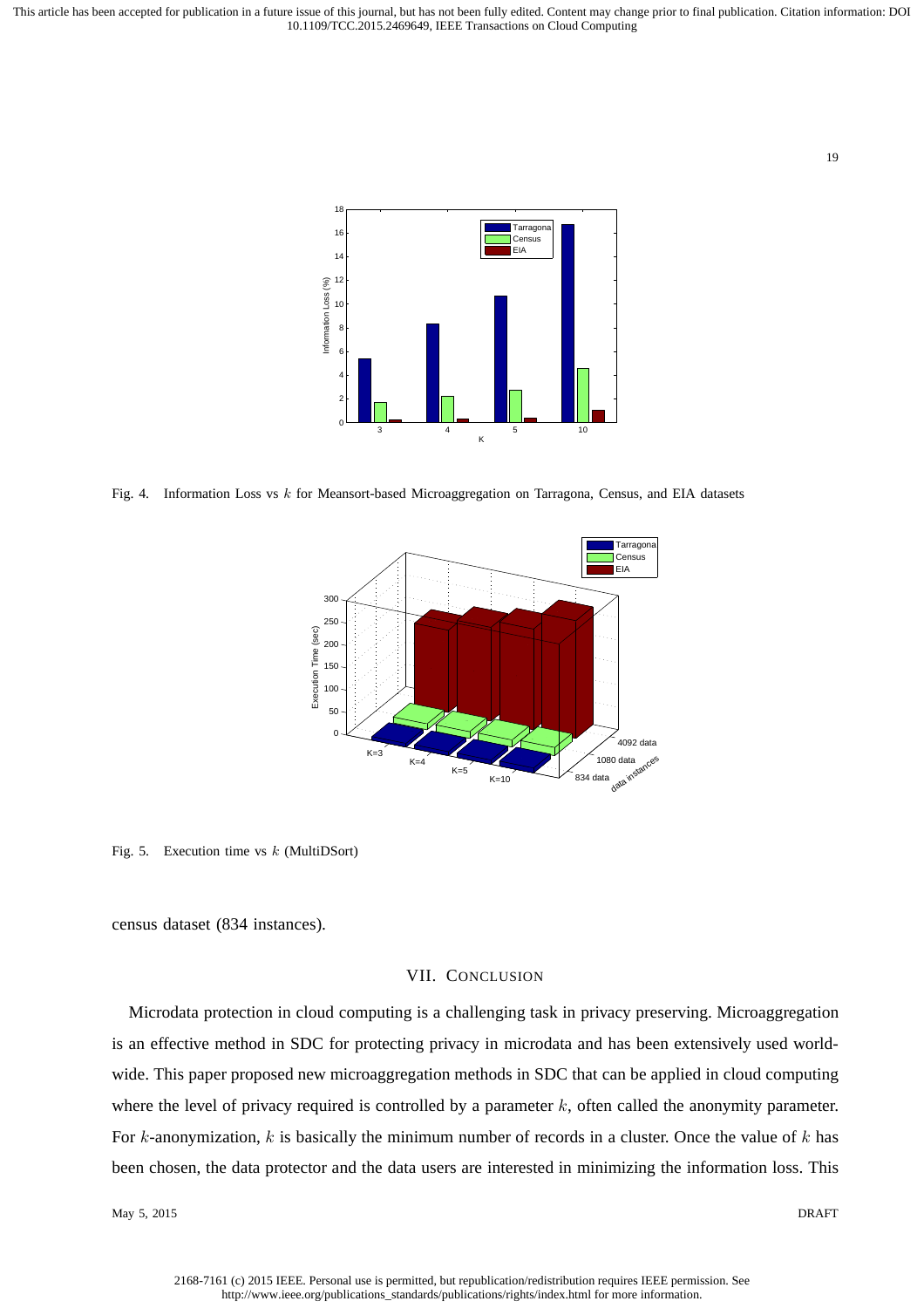Fig. 4. Information Loss vs $k$ for Meansort-based Microaggregation on Tarragona, Census, and EIA datasets

Fig. 5. Execution time vs $k$ (MultiDSort)

census dataset (834 instances).

## VII. Conclusion

Microdata protection in cloud computing is a challenging task in privacy preserving. Microaggregation is an effective method in SDC for protecting privacy in microdata and has been extensively used worldwide. This paper proposed new microaggregation methods in SDC that can be applied in cloud computing where the level of privacy required is controlled by a parameter $k$, often called the anonymity parameter. For $k$-anonymization, $k$ is basically the minimum number of records in a cluster. Once the value of $k$ has been chosen, the data protector and the data users are interested in minimizing the information loss. This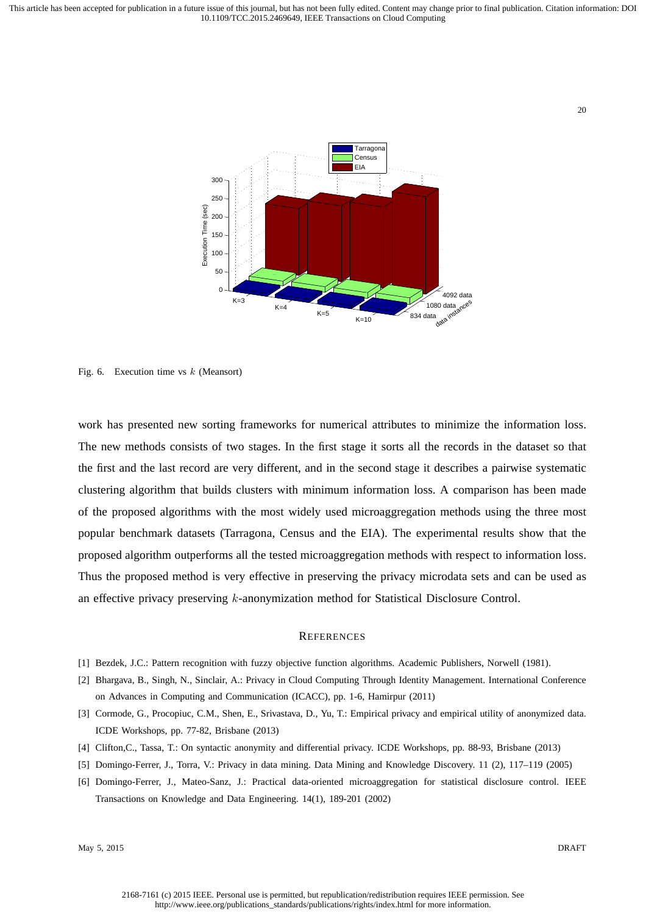Fig. 6. Execution time vs $k$ (Meansort)

work has presented new sorting frameworks for numerical attributes to minimize the information loss. The new methods consists of two stages. In the first stage it sorts all the records in the dataset so that the first and the last record are very different, and in the second stage it describes a pairwise systematic clustering algorithm that builds clusters with minimum information loss. A comparison has been made of the proposed algorithms with the most widely used microaggregation methods using the three most popular benchmark datasets (Tarragona, Census and the EIA). The experimental results show that the proposed algorithm outperforms all the tested microaggregation methods with respect to information loss. Thus the proposed method is very effective in preserving the privacy microdata sets and can be used as an effective privacy preserving $k$-anonymization method for Statistical Disclosure Control.

## References

[1] Bezdek, J.C.: Pattern recognition with fuzzy objective function algorithms. Academic Publishers, Norwell (1981).

[2] Bhargava, B., Singh, N., Sinclair, A.: Privacy in Cloud Computing Through Identity Management. International Conference on Advances in Computing and Communication (ICACC), pp. 1-6, Hamirpur (2011)

[3] Cormode, G., Procopiuc, C.M., Shen, E., Srivastava, D., Yu, T.: Empirical privacy and empirical utility of anonymized data. ICDE Workshops, pp. 77-82, Brisbane (2013)

[4] Clifton,C., Tassa, T.: On syntactic anonymity and differential privacy. ICDE Workshops, pp. 88-93, Brisbane (2013)

[5] Domingo-Ferrer, J., Torra, V.: Privacy in data mining. Data Mining and Knowledge Discovery. 11 (2), 117–119 (2005)

[6] Domingo-Ferrer, J., Mateo-Sanz, J.: Practical data-oriented microaggregation for statistical disclosure control. IEEE Transactions on Knowledge and Data Engineering. 14(1), 189-201 (2002)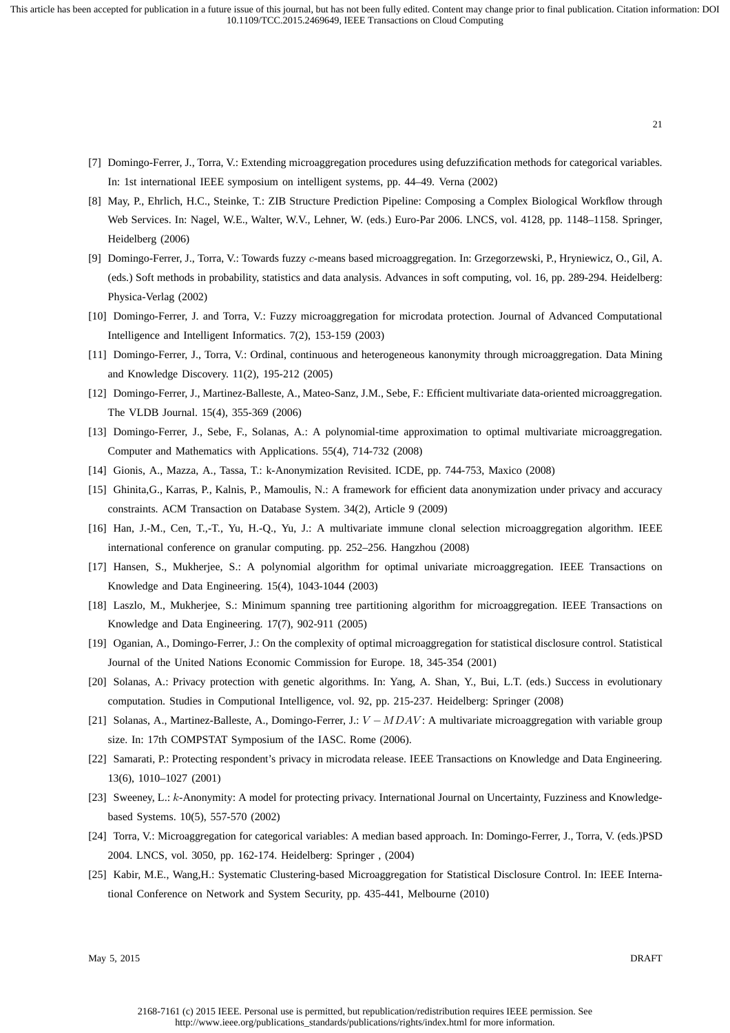[7] Domingo-Ferrer, J., Torra, V.: Extending microaggregation procedures using defuzzification methods for categorical variables. In: 1st international IEEE symposium on intelligent systems, pp. 44–49. Verna (2002)

[8] May, P., Ehrlich, H.C., Steinke, T.: ZIB Structure Prediction Pipeline: Composing a Complex Biological Workflow through Web Services. In: Nagel, W.E., Walter, W.V., Lehner, W. (eds.) Euro-Par 2006. LNCS, vol. 4128, pp. 1148–1158. Springer, Heidelberg (2006)

[9] Domingo-Ferrer, J., Torra, V.: Towards fuzzy $c$-means based microaggregation. In: Grzegorzewski, P., Hryniewicz, O., Gil, A. (eds.) Soft methods in probability, statistics and data analysis. Advances in soft computing, vol. 16, pp. 289-294. Heidelberg: Physica-Verlag (2002)

[10] Domingo-Ferrer, J. and Torra, V.: Fuzzy microaggregation for microdata protection. Journal of Advanced Computational Intelligence and Intelligent Informatics. 7(2), 153-159 (2003)

[11] Domingo-Ferrer, J., Torra, V.: Ordinal, continuous and heterogeneous kanonymity through microaggregation. Data Mining and Knowledge Discovery. 11(2), 195-212 (2005)

[12] Domingo-Ferrer, J., Martinez-Balleste, A., Mateo-Sanz, J.M., Sebe, F.: Efficient multivariate data-oriented microaggregation. The VLDB Journal. 15(4), 355-369 (2006)

[13] Domingo-Ferrer, J., Sebe, F., Solanas, A.: A polynomial-time approximation to optimal multivariate microaggregation. Computer and Mathematics with Applications. 55(4), 714-732 (2008)

[14] Gionis, A., Mazza, A., Tassa, T.: k-Anonymization Revisited. ICDE, pp. 744-753, Maxico (2008)

[15] Ghinita,G., Karras, P., Kalnis, P., Mamoulis, N.: A framework for efficient data anonymization under privacy and accuracy constraints. ACM Transaction on Database System. 34(2), Article 9 (2009)

[16] Han, J.-M., Cen, T.,-T., Yu, H.-Q., Yu, J.: A multivariate immune clonal selection microaggregation algorithm. IEEE international conference on granular computing. pp. 252–256. Hangzhou (2008)

[17] Hansen, S., Mukherjee, S.: A polynomial algorithm for optimal univariate microaggregation. IEEE Transactions on Knowledge and Data Engineering. 15(4), 1043-1044 (2003)

[18] Laszlo, M., Mukherjee, S.: Minimum spanning tree partitioning algorithm for microaggregation. IEEE Transactions on Knowledge and Data Engineering. 17(7), 902-911 (2005)

[19] Oganian, A., Domingo-Ferrer, J.: On the complexity of optimal microaggregation for statistical disclosure control. Statistical Journal of the United Nations Economic Commission for Europe. 18, 345-354 (2001)

[20] Solanas, A.: Privacy protection with genetic algorithms. In: Yang, A. Shan, Y., Bui, L.T. (eds.) Success in evolutionary computation. Studies in Computional Intelligence, vol. 92, pp. 215-237. Heidelberg: Springer (2008)

[21] Solanas, A., Martinez-Balleste, A., Domingo-Ferrer, J.: $V-MDAV$: A multivariate microaggregation with variable group size. In: 17th COMPSTAT Symposium of the IASC. Rome (2006).

[22] Samarati, P.: Protecting respondent's privacy in microdata release. IEEE Transactions on Knowledge and Data Engineering. 13(6), 1010–1027 (2001)

[23] Sweeney, L.: $k$-Anonymity: A model for protecting privacy. International Journal on Uncertainty, Fuzziness and Knowledge-based Systems. 10(5), 557-570 (2002)

[24] Torra, V.: Microaggregation for categorical variables: A median based approach. In: Domingo-Ferrer, J., Torra, V. (eds.)PSD 2004. LNCS, vol. 3050, pp. 162-174. Heidelberg: Springer , (2004)

[25] Kabir, M.E., Wang,H.: Systematic Clustering-based Microaggregation for Statistical Disclosure Control. In: IEEE International Conference on Network and System Security, pp. 435-441, Melbourne (2010)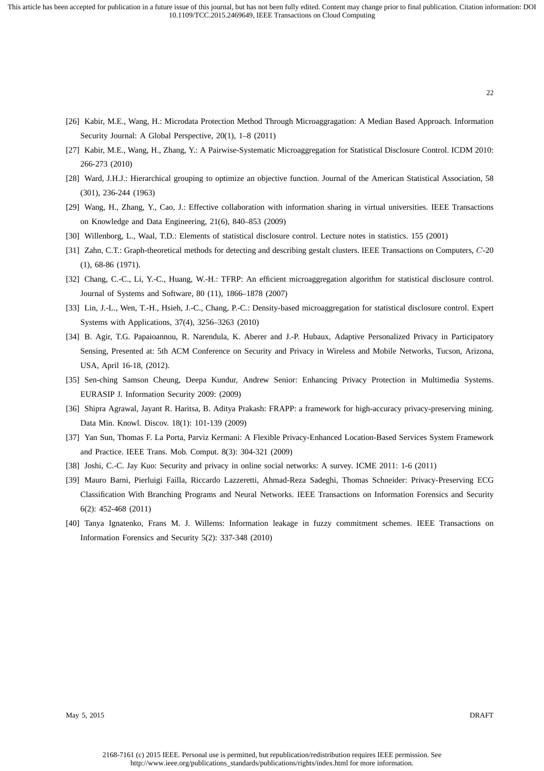[26] Kabir, M.E., Wang, H.: Microdata Protection Method Through Microaggragation: A Median Based Approach. Information Security Journal: A Global Perspective, 20(1), 1–8 (2011)

[27] Kabir, M.E., Wang, H., Zhang, Y.: A Pairwise-Systematic Microaggregation for Statistical Disclosure Control. ICDM 2010: 266-273 (2010)

[28] Ward, J.H.J.: Hierarchical grouping to optimize an objective function. Journal of the American Statistical Association, 58 (301), 236-244 (1963)

[29] Wang, H., Zhang, Y., Cao, J.: Effective collaboration with information sharing in virtual universities. IEEE Transactions on Knowledge and Data Engineering, 21(6), 840–853 (2009)

[30] Willenborg, L., Waal, T.D.: Elements of statistical disclosure control. Lecture notes in statistics. 155 (2001)

[31] Zahn, C.T.: Graph-theoretical methods for detecting and describing gestalt clusters. IEEE Transactions on Computers, $C$-20 (1), 68-86 (1971).

[32] Chang, C.-C., Li, Y.-C., Huang, W.-H.: TFRP: An efficient microaggregation algorithm for statistical disclosure control. Journal of Systems and Software, 80 (11), 1866–1878 (2007)

[33] Lin, J.-L., Wen, T.-H., Hsieh, J.-C., Chang, P.-C.: Density-based microaggregation for statistical disclosure control. Expert Systems with Applications, 37(4), 3256–3263 (2010)

[34] B. Agir, T.G. Papaioannou, R. Narendula, K. Aberer and J.-P. Hubaux, Adaptive Personalized Privacy in Participatory Sensing, Presented at: 5th ACM Conference on Security and Privacy in Wireless and Mobile Networks, Tucson, Arizona, USA, April 16-18, (2012).

[35] Sen-ching Samson Cheung, Deepa Kundur, Andrew Senior: Enhancing Privacy Protection in Multimedia Systems. EURASIP J. Information Security 2009: (2009)

[36] Shipra Agrawal, Jayant R. Haritsa, B. Aditya Prakash: FRAPP: a framework for high-accuracy privacy-preserving mining. Data Min. Knowl. Discov. 18(1): 101-139 (2009)

[37] Yan Sun, Thomas F. La Porta, Parviz Kermani: A Flexible Privacy-Enhanced Location-Based Services System Framework and Practice. IEEE Trans. Mob. Comput. 8(3): 304-321 (2009)

[38] Joshi, C.-C. Jay Kuo: Security and privacy in online social networks: A survey. ICME 2011: 1-6 (2011)

[39] Mauro Barni, Pierluigi Failla, Riccardo Lazzeretti, Ahmad-Reza Sadeghi, Thomas Schneider: Privacy-Preserving ECG Classification With Branching Programs and Neural Networks. IEEE Transactions on Information Forensics and Security 6(2): 452-468 (2011)

[40] Tanya Ignatenko, Frans M. J. Willems: Information leakage in fuzzy commitment schemes. IEEE Transactions on Information Forensics and Security 5(2): 337-348 (2010)